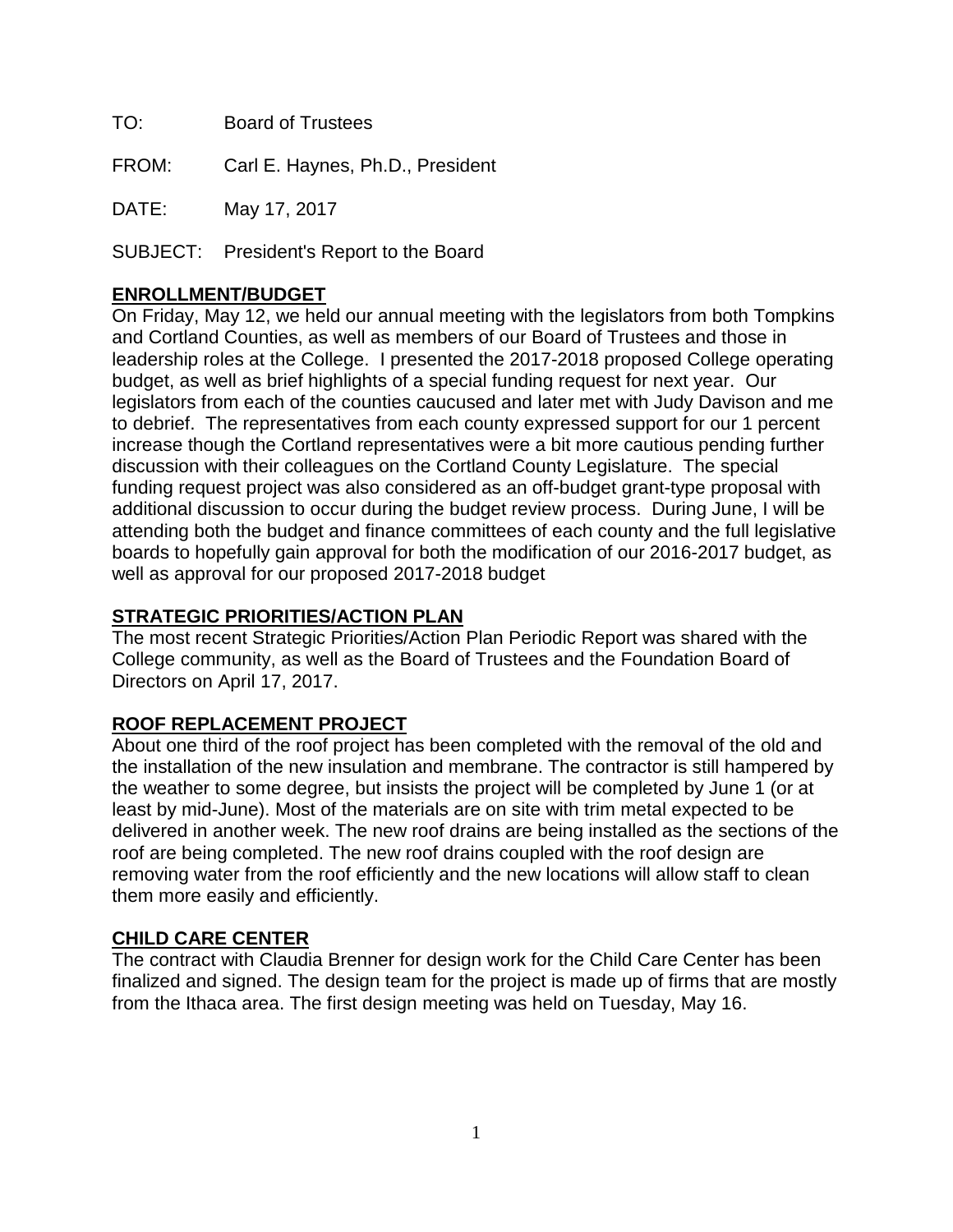TO: Board of Trustees

FROM: Carl E. Haynes, Ph.D., President

DATE: May 17, 2017

SUBJECT: President's Report to the Board

## ENROLLMENT/BUDGET

On Friday, May 12, we held our annual meeting with the legislators from both Tompkins and Cortland Counties, as well as members of our Board of Trustees and those in leadership roles at the College. I presented the 2017-2018 proposed College operating budget, as well as brief highlights of a special funding request for next year. Our legislators from each of the counties caucused and later met with Judy Davison and me to debrief. The representatives from each county expressed support for our 1 percent increase though the Cortland representatives were a bit more cautious pending further discussion with their colleagues on the Cortland County Legislature. The special funding request project was also considered as an off-budget grant-type proposal with additional discussion to occur during the budget review process. During June, I will be attending both the budget and finance committees of each county and the full legislative boards to hopefully gain approval for both the modification of our 2016-2017 budget, as well as approval for our proposed 2017-2018 budget

## STRATEGIC PRIORITIES/ACTION PLAN

The most recent Strategic Priorities/Action Plan Periodic Report was shared with the College community, as well as the Board of Trustees and the Foundation Board of Directors on April 17, 2017.

## ROOF REPLACEMENT PROJECT

About one third of the roof project has been completed with the removal of the old and the installation of the new insulation and membrane. The contractor is still hampered by the weather to some degree, but insists the project will be completed by June 1 (or at least by mid-June). Most of the materials are on site with trim metal expected to be delivered in another week. The new roof drains are being installed as the sections of the roof are being completed. The new roof drains coupled with the roof design are removing water from the roof efficiently and the new locations will allow staff to clean them more easily and efficiently.

## CHILD CARE CENTER

The contract with Claudia Brenner for design work for the Child Care Center has been finalized and signed. The design team for the project is made up of firms that are mostly from the Ithaca area. The first design meeting was held on Tuesday, May 16.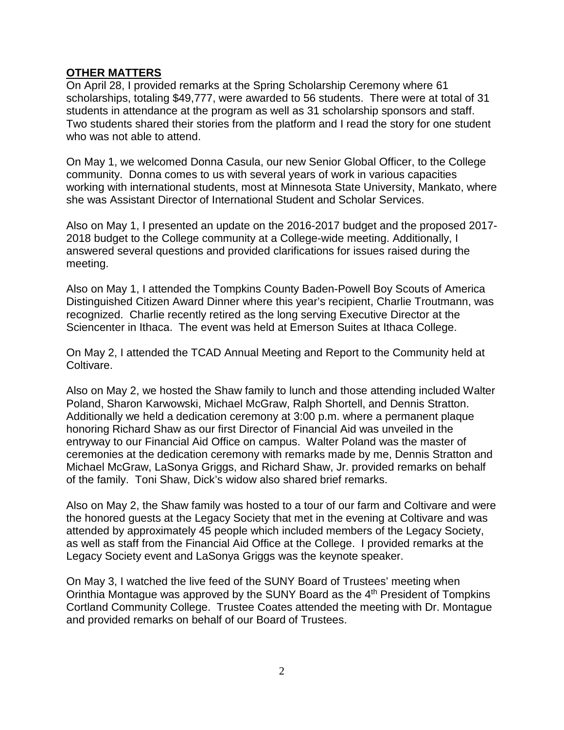## **OTHER MATTERS**

On April 28, I provided remarks at the Spring Scholarship Ceremony where 61 scholarships, totaling $49,777, were awarded to 56 students. There were at total of 31 students in attendance at the program as well as 31 scholarship sponsors and staff. Two students shared their stories from the platform and I read the story for one student who was not able to attend.

On May 1, we welcomed Donna Casula, our new Senior Global Officer, to the College community. Donna comes to us with several years of work in various capacities working with international students, most at Minnesota State University, Mankato, where she was Assistant Director of International Student and Scholar Services.

Also on May 1, I presented an update on the 2016-2017 budget and the proposed 2017-2018 budget to the College community at a College-wide meeting. Additionally, I answered several questions and provided clarifications for issues raised during the meeting.

Also on May 1, I attended the Tompkins County Baden-Powell Boy Scouts of America Distinguished Citizen Award Dinner where this year's recipient, Charlie Troutmann, was recognized. Charlie recently retired as the long serving Executive Director at the Sciencenter in Ithaca. The event was held at Emerson Suites at Ithaca College.

On May 2, I attended the TCAD Annual Meeting and Report to the Community held at Coltivare.

Also on May 2, we hosted the Shaw family to lunch and those attending included Walter Poland, Sharon Karwowski, Michael McGraw, Ralph Shortell, and Dennis Stratton. Additionally we held a dedication ceremony at 3:00 p.m. where a permanent plaque honoring Richard Shaw as our first Director of Financial Aid was unveiled in the entryway to our Financial Aid Office on campus. Walter Poland was the master of ceremonies at the dedication ceremony with remarks made by me, Dennis Stratton and Michael McGraw, LaSonya Griggs, and Richard Shaw, Jr. provided remarks on behalf of the family. Toni Shaw, Dick's widow also shared brief remarks.

Also on May 2, the Shaw family was hosted to a tour of our farm and Coltivare and were the honored guests at the Legacy Society that met in the evening at Coltivare and was attended by approximately 45 people which included members of the Legacy Society, as well as staff from the Financial Aid Office at the College. I provided remarks at the Legacy Society event and LaSonya Griggs was the keynote speaker.

On May 3, I watched the live feed of the SUNY Board of Trustees' meeting when Orinthia Montague was approved by the SUNY Board as the 4th President of Tompkins Cortland Community College. Trustee Coates attended the meeting with Dr. Montague and provided remarks on behalf of our Board of Trustees.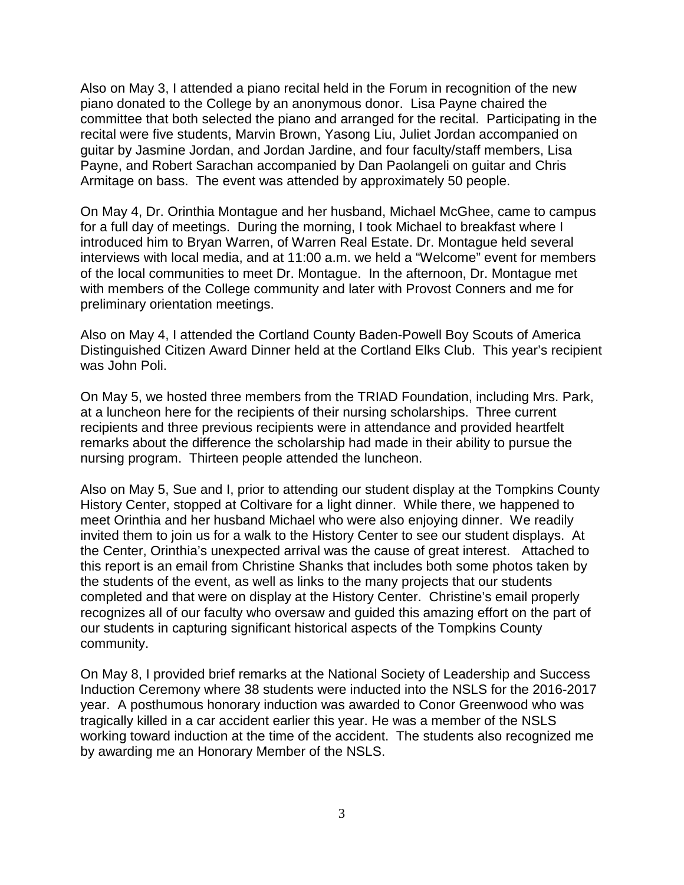Also on May 3, I attended a piano recital held in the Forum in recognition of the new piano donated to the College by an anonymous donor. Lisa Payne chaired the committee that both selected the piano and arranged for the recital. Participating in the recital were five students, Marvin Brown, Yasong Liu, Juliet Jordan accompanied on guitar by Jasmine Jordan, and Jordan Jardine, and four faculty/staff members, Lisa Payne, and Robert Sarachan accompanied by Dan Paolangeli on guitar and Chris Armitage on bass. The event was attended by approximately 50 people.

On May 4, Dr. Orinthia Montague and her husband, Michael McGhee, came to campus for a full day of meetings. During the morning, I took Michael to breakfast where I introduced him to Bryan Warren, of Warren Real Estate. Dr. Montague held several interviews with local media, and at 11:00 a.m. we held a "Welcome" event for members of the local communities to meet Dr. Montague. In the afternoon, Dr. Montague met with members of the College community and later with Provost Conners and me for preliminary orientation meetings.

Also on May 4, I attended the Cortland County Baden-Powell Boy Scouts of America Distinguished Citizen Award Dinner held at the Cortland Elks Club. This year's recipient was John Poli.

On May 5, we hosted three members from the TRIAD Foundation, including Mrs. Park, at a luncheon here for the recipients of their nursing scholarships. Three current recipients and three previous recipients were in attendance and provided heartfelt remarks about the difference the scholarship had made in their ability to pursue the nursing program. Thirteen people attended the luncheon.

Also on May 5, Sue and I, prior to attending our student display at the Tompkins County History Center, stopped at Coltivare for a light dinner. While there, we happened to meet Orinthia and her husband Michael who were also enjoying dinner. We readily invited them to join us for a walk to the History Center to see our student displays. At the Center, Orinthia's unexpected arrival was the cause of great interest. Attached to this report is an email from Christine Shanks that includes both some photos taken by the students of the event, as well as links to the many projects that our students completed and that were on display at the History Center. Christine's email properly recognizes all of our faculty who oversaw and guided this amazing effort on the part of our students in capturing significant historical aspects of the Tompkins County community.

On May 8, I provided brief remarks at the National Society of Leadership and Success Induction Ceremony where 38 students were inducted into the NSLS for the 2016-2017 year. A posthumous honorary induction was awarded to Conor Greenwood who was tragically killed in a car accident earlier this year. He was a member of the NSLS working toward induction at the time of the accident. The students also recognized me by awarding me an Honorary Member of the NSLS.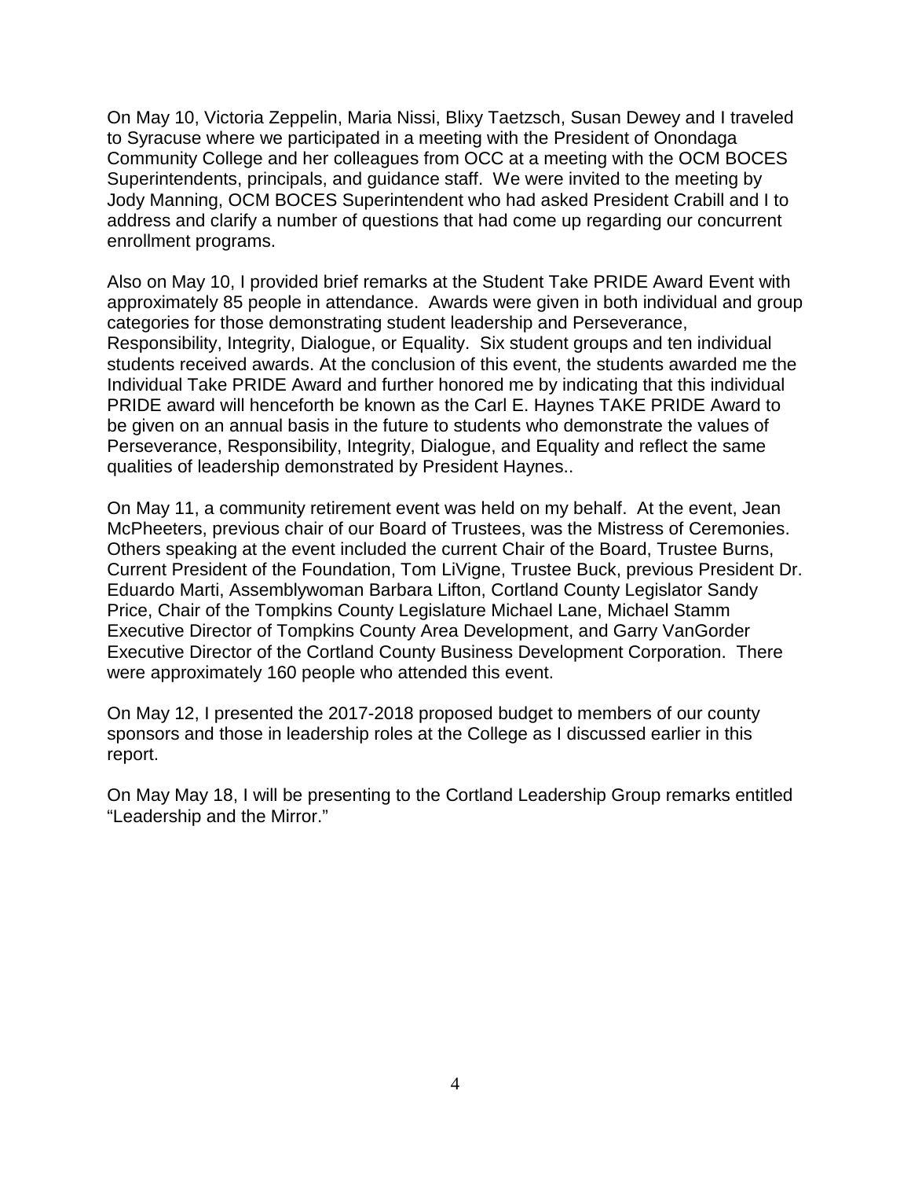On May 10, Victoria Zeppelin, Maria Nissi, Blixy Taetzsch, Susan Dewey and I traveled to Syracuse where we participated in a meeting with the President of Onondaga Community College and her colleagues from OCC at a meeting with the OCM BOCES Superintendents, principals, and guidance staff. We were invited to the meeting by Jody Manning, OCM BOCES Superintendent who had asked President Crabill and I to address and clarify a number of questions that had come up regarding our concurrent enrollment programs.

Also on May 10, I provided brief remarks at the Student Take PRIDE Award Event with approximately 85 people in attendance. Awards were given in both individual and group categories for those demonstrating student leadership and Perseverance, Responsibility, Integrity, Dialogue, or Equality. Six student groups and ten individual students received awards. At the conclusion of this event, the students awarded me the Individual Take PRIDE Award and further honored me by indicating that this individual PRIDE award will henceforth be known as the Carl E. Haynes TAKE PRIDE Award to be given on an annual basis in the future to students who demonstrate the values of Perseverance, Responsibility, Integrity, Dialogue, and Equality and reflect the same qualities of leadership demonstrated by President Haynes..

On May 11, a community retirement event was held on my behalf. At the event, Jean McPheeters, previous chair of our Board of Trustees, was the Mistress of Ceremonies. Others speaking at the event included the current Chair of the Board, Trustee Burns, Current President of the Foundation, Tom LiVigne, Trustee Buck, previous President Dr. Eduardo Marti, Assemblywoman Barbara Lifton, Cortland County Legislator Sandy Price, Chair of the Tompkins County Legislature Michael Lane, Michael Stamm Executive Director of Tompkins County Area Development, and Garry VanGorder Executive Director of the Cortland County Business Development Corporation. There were approximately 160 people who attended this event.

On May 12, I presented the 2017-2018 proposed budget to members of our county sponsors and those in leadership roles at the College as I discussed earlier in this report.

On May May 18, I will be presenting to the Cortland Leadership Group remarks entitled "Leadership and the Mirror."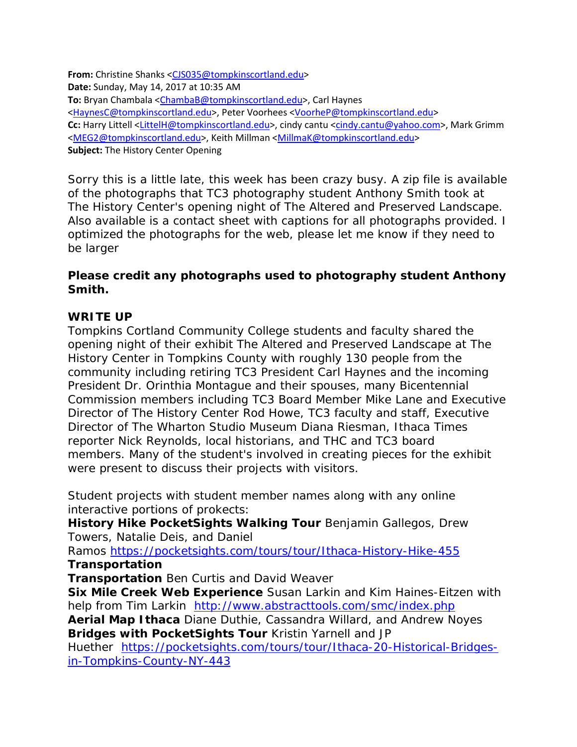**From:** Christine Shanks <CJS035@tompkinscortland.edu>
**Date:** Sunday, May 14, 2017 at 10:35 AM
**To:** Bryan Chambala <ChambaB@tompkinscortland.edu>, Carl Haynes <HaynesC@tompkinscortland.edu>, Peter Voorhees <VoorheP@tompkinscortland.edu>
**Cc:** Harry Littell <LittelH@tompkinscortland.edu>, cindy cantu <cindy.cantu@yahoo.com>, Mark Grimm <MEG2@tompkinscortland.edu>, Keith Millman <MillmaK@tompkinscortland.edu>
**Subject:** The History Center Opening

Sorry this is a little late, this week has been crazy busy. A zip file is available of the photographs that TC3 photography student Anthony Smith took at The History Center's opening night of The Altered and Preserved Landscape. Also available is a contact sheet with captions for all photographs provided. I optimized the photographs for the web, please let me know if they need to be larger

**Please credit any photographs used to photography student Anthony Smith.**

**WRITE UP**
Tompkins Cortland Community College students and faculty shared the opening night of their exhibit The Altered and Preserved Landscape at The History Center in Tompkins County with roughly 130 people from the community including retiring TC3 President Carl Haynes and the incoming President Dr. Orinthia Montague and their spouses, many Bicentennial Commission members including TC3 Board Member Mike Lane and Executive Director of The History Center Rod Howe, TC3 faculty and staff, Executive Director of The Wharton Studio Museum Diana Riesman, Ithaca Times reporter Nick Reynolds, local historians, and THC and TC3 board members. Many of the student's involved in creating pieces for the exhibit were present to discuss their projects with visitors.

Student projects with student member names along with any online interactive portions of prokects:
**History Hike PocketSights Walking Tour** Benjamin Gallegos, Drew Towers, Natalie Deis, and Daniel Ramos https://pocketsights.com/tours/tour/Ithaca-History-Hike-455
**Transportation**
**Transportation** Ben Curtis and David Weaver
**Six Mile Creek Web Experience** Susan Larkin and Kim Haines-Eitzen with help from Tim Larkin http://www.abstracttools.com/smc/index.php
**Aerial Map Ithaca** Diane Duthie, Cassandra Willard, and Andrew Noyes
**Bridges with PocketSights Tour** Kristin Yarnell and JP Huether https://pocketsights.com/tours/tour/Ithaca-20-Historical-Bridges-in-Tompkins-County-NY-443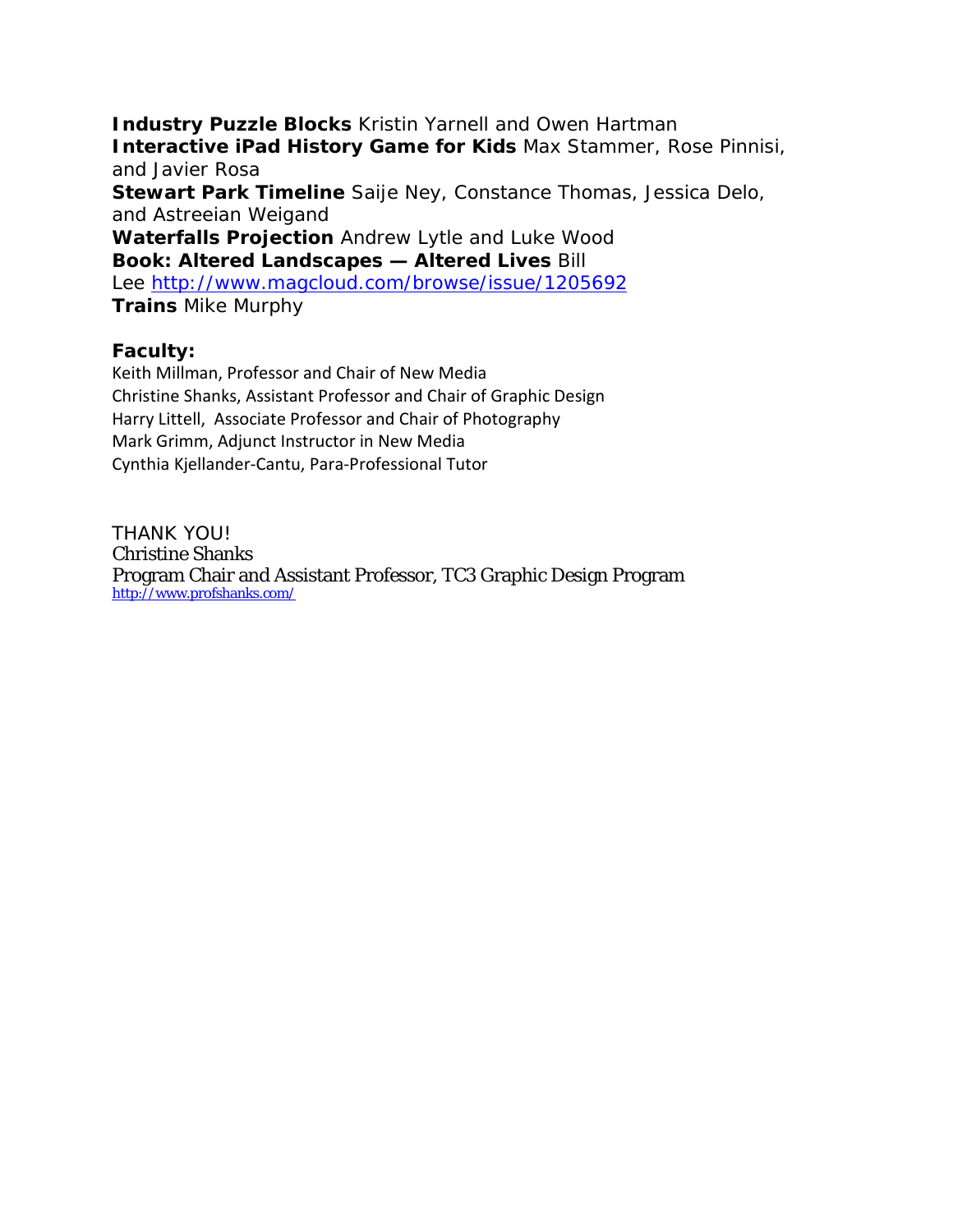**Industry Puzzle Blocks** Kristin Yarnell and Owen Hartman
**Interactive iPad History Game for Kids** Max Stammer, Rose Pinnisi, and Javier Rosa
**Stewart Park Timeline** Saije Ney, Constance Thomas, Jessica Delo, and Astreeian Weigand
**Waterfalls Projection** Andrew Lytle and Luke Wood
**Book: Altered Landscapes — Altered Lives** Bill Lee http://www.magcloud.com/browse/issue/1205692
**Trains** Mike Murphy

**Faculty:**

Keith Millman, Professor and Chair of New Media
Christine Shanks, Assistant Professor and Chair of Graphic Design
Harry Littell, Associate Professor and Chair of Photography
Mark Grimm, Adjunct Instructor in New Media
Cynthia Kjellander-Cantu, Para-Professional Tutor

THANK YOU!
Christine Shanks
Program Chair and Assistant Professor, TC3 Graphic Design Program
http://www.profshanks.com/